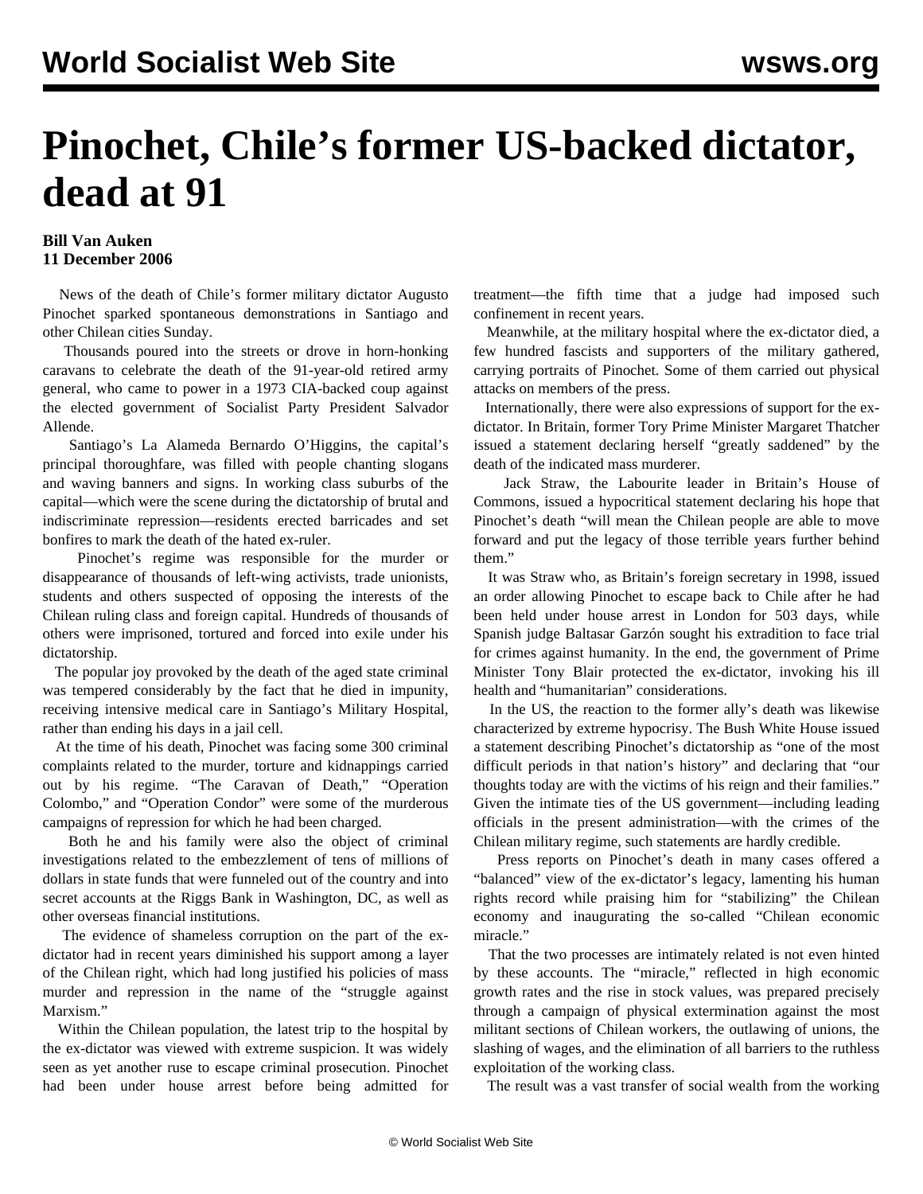# Pinochet, Chile's former US-backed dictator, dead at 91

**Bill Van Auken**
**11 December 2006**

News of the death of Chile's former military dictator Augusto Pinochet sparked spontaneous demonstrations in Santiago and other Chilean cities Sunday.

Thousands poured into the streets or drove in horn-honking caravans to celebrate the death of the 91-year-old retired army general, who came to power in a 1973 CIA-backed coup against the elected government of Socialist Party President Salvador Allende.

Santiago's La Alameda Bernardo O'Higgins, the capital's principal thoroughfare, was filled with people chanting slogans and waving banners and signs. In working class suburbs of the capital—which were the scene during the dictatorship of brutal and indiscriminate repression—residents erected barricades and set bonfires to mark the death of the hated ex-ruler.

Pinochet's regime was responsible for the murder or disappearance of thousands of left-wing activists, trade unionists, students and others suspected of opposing the interests of the Chilean ruling class and foreign capital. Hundreds of thousands of others were imprisoned, tortured and forced into exile under his dictatorship.

The popular joy provoked by the death of the aged state criminal was tempered considerably by the fact that he died in impunity, receiving intensive medical care in Santiago's Military Hospital, rather than ending his days in a jail cell.

At the time of his death, Pinochet was facing some 300 criminal complaints related to the murder, torture and kidnappings carried out by his regime. "The Caravan of Death," "Operation Colombo," and "Operation Condor" were some of the murderous campaigns of repression for which he had been charged.

Both he and his family were also the object of criminal investigations related to the embezzlement of tens of millions of dollars in state funds that were funneled out of the country and into secret accounts at the Riggs Bank in Washington, DC, as well as other overseas financial institutions.

The evidence of shameless corruption on the part of the ex-dictator had in recent years diminished his support among a layer of the Chilean right, which had long justified his policies of mass murder and repression in the name of the "struggle against Marxism."

Within the Chilean population, the latest trip to the hospital by the ex-dictator was viewed with extreme suspicion. It was widely seen as yet another ruse to escape criminal prosecution. Pinochet had been under house arrest before being admitted for treatment—the fifth time that a judge had imposed such confinement in recent years.

Meanwhile, at the military hospital where the ex-dictator died, a few hundred fascists and supporters of the military gathered, carrying portraits of Pinochet. Some of them carried out physical attacks on members of the press.

Internationally, there were also expressions of support for the ex-dictator. In Britain, former Tory Prime Minister Margaret Thatcher issued a statement declaring herself "greatly saddened" by the death of the indicated mass murderer.

Jack Straw, the Labourite leader in Britain's House of Commons, issued a hypocritical statement declaring his hope that Pinochet's death "will mean the Chilean people are able to move forward and put the legacy of those terrible years further behind them."

It was Straw who, as Britain's foreign secretary in 1998, issued an order allowing Pinochet to escape back to Chile after he had been held under house arrest in London for 503 days, while Spanish judge Baltasar Garzón sought his extradition to face trial for crimes against humanity. In the end, the government of Prime Minister Tony Blair protected the ex-dictator, invoking his ill health and "humanitarian" considerations.

In the US, the reaction to the former ally's death was likewise characterized by extreme hypocrisy. The Bush White House issued a statement describing Pinochet's dictatorship as "one of the most difficult periods in that nation's history" and declaring that "our thoughts today are with the victims of his reign and their families." Given the intimate ties of the US government—including leading officials in the present administration—with the crimes of the Chilean military regime, such statements are hardly credible.

Press reports on Pinochet's death in many cases offered a "balanced" view of the ex-dictator's legacy, lamenting his human rights record while praising him for "stabilizing" the Chilean economy and inaugurating the so-called "Chilean economic miracle."

That the two processes are intimately related is not even hinted by these accounts. The "miracle," reflected in high economic growth rates and the rise in stock values, was prepared precisely through a campaign of physical extermination against the most militant sections of Chilean workers, the outlawing of unions, the slashing of wages, and the elimination of all barriers to the ruthless exploitation of the working class.

The result was a vast transfer of social wealth from the working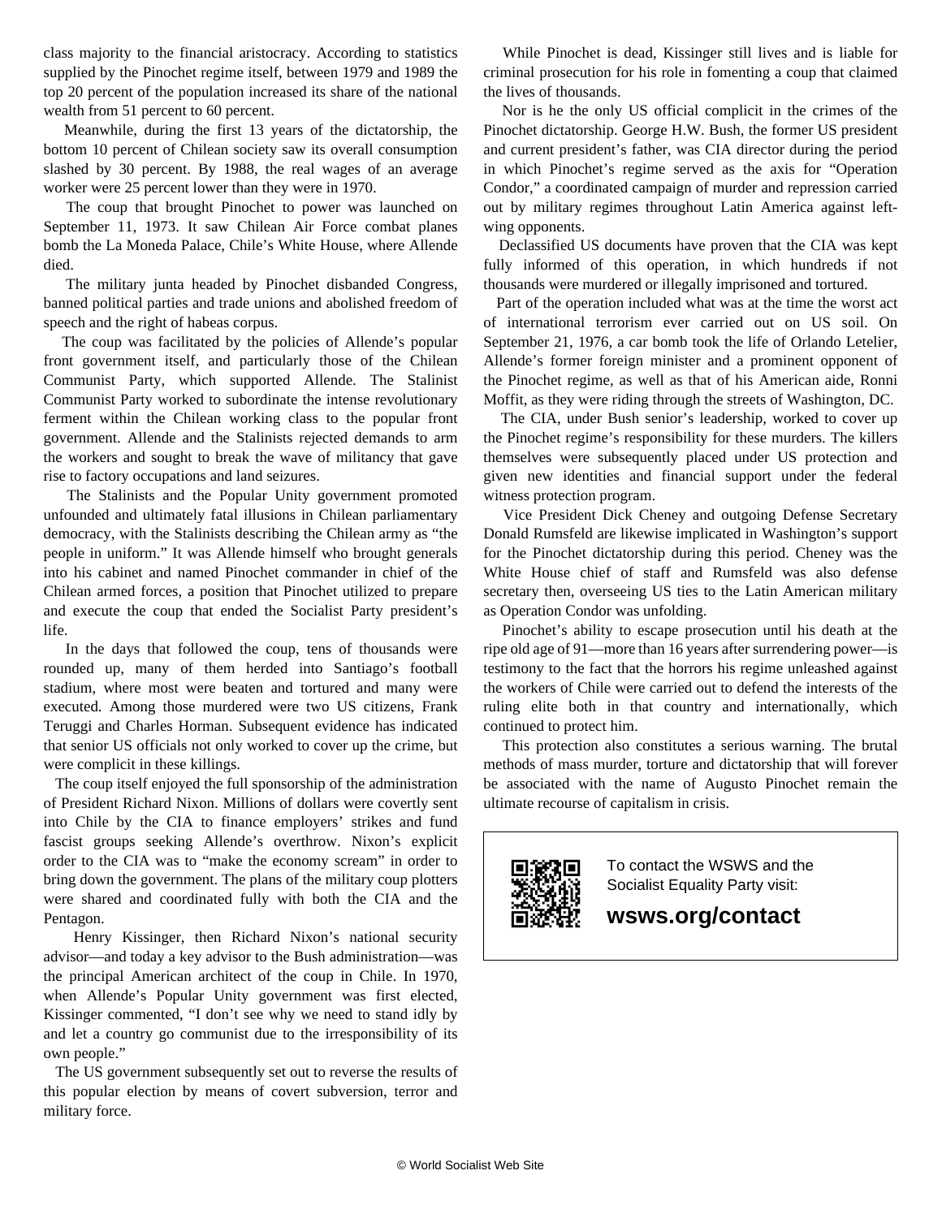class majority to the financial aristocracy. According to statistics supplied by the Pinochet regime itself, between 1979 and 1989 the top 20 percent of the population increased its share of the national wealth from 51 percent to 60 percent.

Meanwhile, during the first 13 years of the dictatorship, the bottom 10 percent of Chilean society saw its overall consumption slashed by 30 percent. By 1988, the real wages of an average worker were 25 percent lower than they were in 1970.

The coup that brought Pinochet to power was launched on September 11, 1973. It saw Chilean Air Force combat planes bomb the La Moneda Palace, Chile's White House, where Allende died.

The military junta headed by Pinochet disbanded Congress, banned political parties and trade unions and abolished freedom of speech and the right of habeas corpus.

The coup was facilitated by the policies of Allende's popular front government itself, and particularly those of the Chilean Communist Party, which supported Allende. The Stalinist Communist Party worked to subordinate the intense revolutionary ferment within the Chilean working class to the popular front government. Allende and the Stalinists rejected demands to arm the workers and sought to break the wave of militancy that gave rise to factory occupations and land seizures.

The Stalinists and the Popular Unity government promoted unfounded and ultimately fatal illusions in Chilean parliamentary democracy, with the Stalinists describing the Chilean army as "the people in uniform." It was Allende himself who brought generals into his cabinet and named Pinochet commander in chief of the Chilean armed forces, a position that Pinochet utilized to prepare and execute the coup that ended the Socialist Party president's life.

In the days that followed the coup, tens of thousands were rounded up, many of them herded into Santiago's football stadium, where most were beaten and tortured and many were executed. Among those murdered were two US citizens, Frank Teruggi and Charles Horman. Subsequent evidence has indicated that senior US officials not only worked to cover up the crime, but were complicit in these killings.

The coup itself enjoyed the full sponsorship of the administration of President Richard Nixon. Millions of dollars were covertly sent into Chile by the CIA to finance employers' strikes and fund fascist groups seeking Allende's overthrow. Nixon's explicit order to the CIA was to "make the economy scream" in order to bring down the government. The plans of the military coup plotters were shared and coordinated fully with both the CIA and the Pentagon.

Henry Kissinger, then Richard Nixon's national security advisor—and today a key advisor to the Bush administration—was the principal American architect of the coup in Chile. In 1970, when Allende's Popular Unity government was first elected, Kissinger commented, "I don't see why we need to stand idly by and let a country go communist due to the irresponsibility of its own people."

The US government subsequently set out to reverse the results of this popular election by means of covert subversion, terror and military force.

While Pinochet is dead, Kissinger still lives and is liable for criminal prosecution for his role in fomenting a coup that claimed the lives of thousands.

Nor is he the only US official complicit in the crimes of the Pinochet dictatorship. George H.W. Bush, the former US president and current president's father, was CIA director during the period in which Pinochet's regime served as the axis for "Operation Condor," a coordinated campaign of murder and repression carried out by military regimes throughout Latin America against left-wing opponents.

Declassified US documents have proven that the CIA was kept fully informed of this operation, in which hundreds if not thousands were murdered or illegally imprisoned and tortured.

Part of the operation included what was at the time the worst act of international terrorism ever carried out on US soil. On September 21, 1976, a car bomb took the life of Orlando Letelier, Allende's former foreign minister and a prominent opponent of the Pinochet regime, as well as that of his American aide, Ronni Moffit, as they were riding through the streets of Washington, DC.

The CIA, under Bush senior's leadership, worked to cover up the Pinochet regime's responsibility for these murders. The killers themselves were subsequently placed under US protection and given new identities and financial support under the federal witness protection program.

Vice President Dick Cheney and outgoing Defense Secretary Donald Rumsfeld are likewise implicated in Washington's support for the Pinochet dictatorship during this period. Cheney was the White House chief of staff and Rumsfeld was also defense secretary then, overseeing US ties to the Latin American military as Operation Condor was unfolding.

Pinochet's ability to escape prosecution until his death at the ripe old age of 91—more than 16 years after surrendering power—is testimony to the fact that the horrors his regime unleashed against the workers of Chile were carried out to defend the interests of the ruling elite both in that country and internationally, which continued to protect him.

This protection also constitutes a serious warning. The brutal methods of mass murder, torture and dictatorship that will forever be associated with the name of Augusto Pinochet remain the ultimate recourse of capitalism in crisis.

To contact the WSWS and the Socialist Equality Party visit:

**wsws.org/contact**